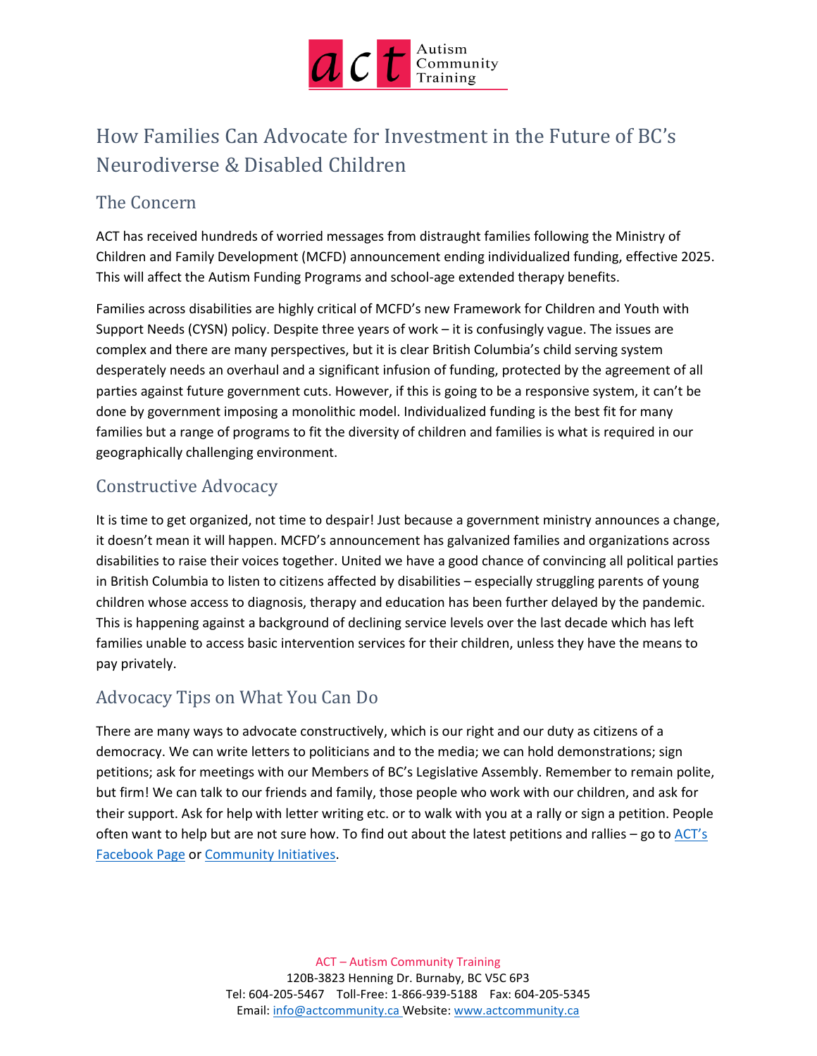# How Families Can Advocate for Investment in the Future of BC's Neurodiverse & Disabled Children

## The Concern

ACT has received hundreds of worried messages from distraught families following the Ministry of Children and Family Development (MCFD) announcement ending individualized funding, effective 2025. This will affect the Autism Funding Programs and school-age extended therapy benefits.

Families across disabilities are highly critical of MCFD's new Framework for Children and Youth with Support Needs (CYSN) policy. Despite three years of work – it is confusingly vague. The issues are complex and there are many perspectives, but it is clear British Columbia's child serving system desperately needs an overhaul and a significant infusion of funding, protected by the agreement of all parties against future government cuts. However, if this is going to be a responsive system, it can't be done by government imposing a monolithic model. Individualized funding is the best fit for many families but a range of programs to fit the diversity of children and families is what is required in our geographically challenging environment.

## Constructive Advocacy

It is time to get organized, not time to despair! Just because a government ministry announces a change, it doesn't mean it will happen. MCFD's announcement has galvanized families and organizations across disabilities to raise their voices together. United we have a good chance of convincing all political parties in British Columbia to listen to citizens affected by disabilities – especially struggling parents of young children whose access to diagnosis, therapy and education has been further delayed by the pandemic. This is happening against a background of declining service levels over the last decade which has left families unable to access basic intervention services for their children, unless they have the means to pay privately.

## Advocacy Tips on What You Can Do

There are many ways to advocate constructively, which is our right and our duty as citizens of a democracy. We can write letters to politicians and to the media; we can hold demonstrations; sign petitions; ask for meetings with our Members of BC's Legislative Assembly. Remember to remain polite, but firm! We can talk to our friends and family, those people who work with our children, and ask for their support. Ask for help with letter writing etc. or to walk with you at a rally or sign a petition. People often want to help but are not sure how. To find out about the latest petitions and rallies – go to ACT's Facebook Page or Community Initiatives.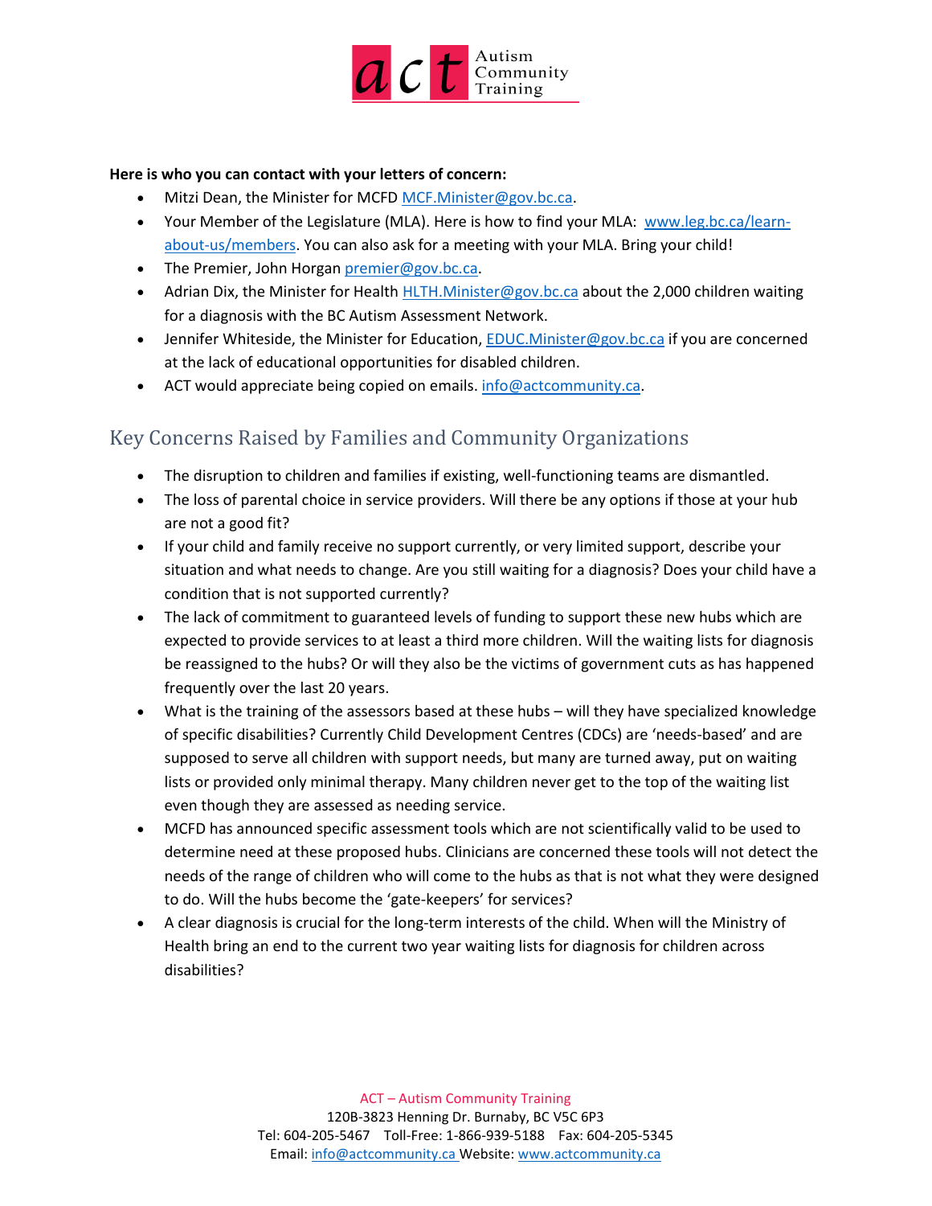**Here is who you can contact with your letters of concern:**

- Mitzi Dean, the Minister for MCFD MCF.Minister@gov.bc.ca.
- Your Member of the Legislature (MLA). Here is how to find your MLA: www.leg.bc.ca/learn-about-us/members. You can also ask for a meeting with your MLA. Bring your child!
- The Premier, John Horgan premier@gov.bc.ca.
- Adrian Dix, the Minister for Health HLTH.Minister@gov.bc.ca about the 2,000 children waiting for a diagnosis with the BC Autism Assessment Network.
- Jennifer Whiteside, the Minister for Education, EDUC.Minister@gov.bc.ca if you are concerned at the lack of educational opportunities for disabled children.
- ACT would appreciate being copied on emails. info@actcommunity.ca.

## Key Concerns Raised by Families and Community Organizations

- The disruption to children and families if existing, well-functioning teams are dismantled.
- The loss of parental choice in service providers. Will there be any options if those at your hub are not a good fit?
- If your child and family receive no support currently, or very limited support, describe your situation and what needs to change. Are you still waiting for a diagnosis? Does your child have a condition that is not supported currently?
- The lack of commitment to guaranteed levels of funding to support these new hubs which are expected to provide services to at least a third more children. Will the waiting lists for diagnosis be reassigned to the hubs? Or will they also be the victims of government cuts as has happened frequently over the last 20 years.
- What is the training of the assessors based at these hubs – will they have specialized knowledge of specific disabilities? Currently Child Development Centres (CDCs) are 'needs-based' and are supposed to serve all children with support needs, but many are turned away, put on waiting lists or provided only minimal therapy. Many children never get to the top of the waiting list even though they are assessed as needing service.
- MCFD has announced specific assessment tools which are not scientifically valid to be used to determine need at these proposed hubs. Clinicians are concerned these tools will not detect the needs of the range of children who will come to the hubs as that is not what they were designed to do. Will the hubs become the 'gate-keepers' for services?
- A clear diagnosis is crucial for the long-term interests of the child. When will the Ministry of Health bring an end to the current two year waiting lists for diagnosis for children across disabilities?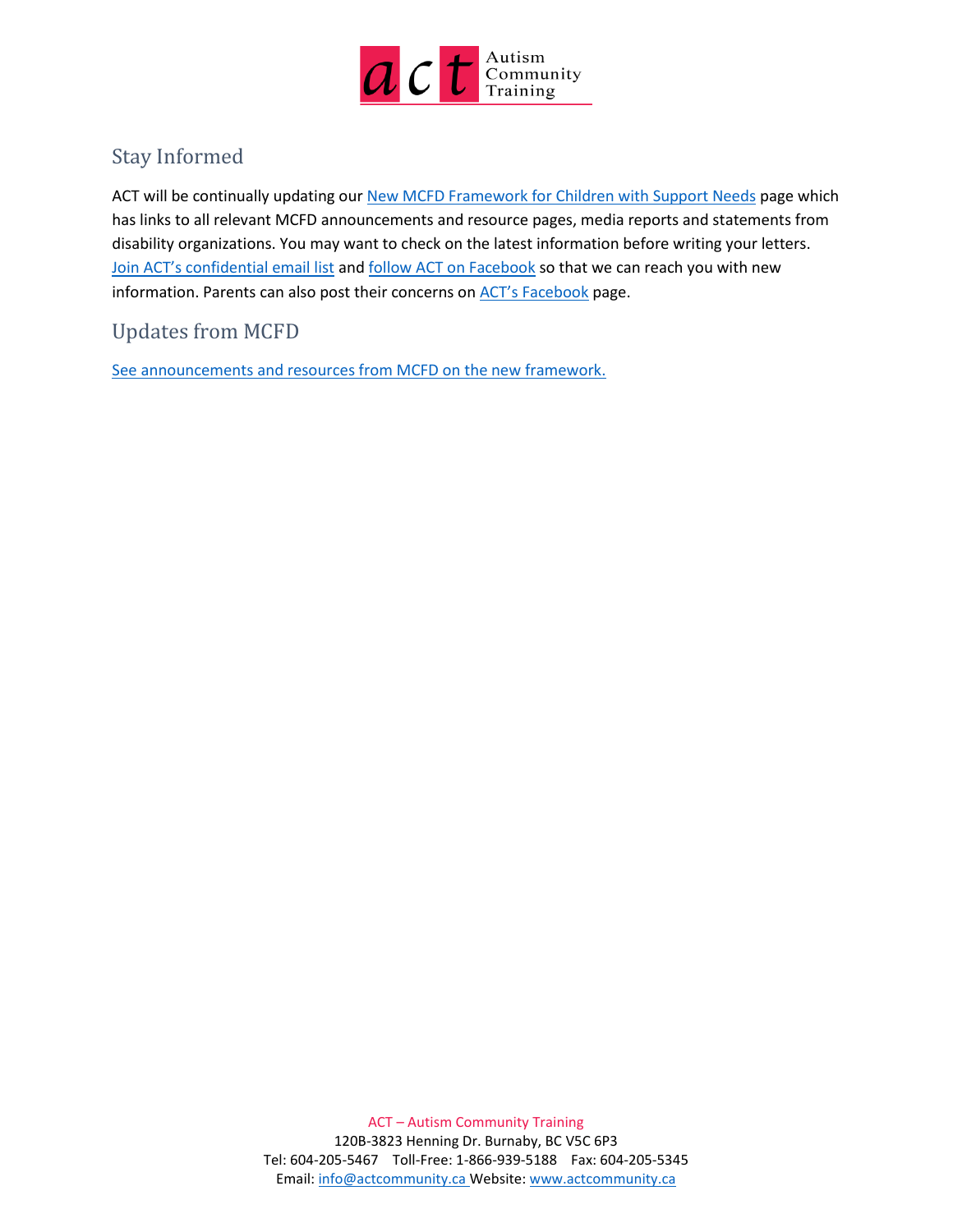## Stay Informed

ACT will be continually updating our New MCFD Framework for Children with Support Needs page which has links to all relevant MCFD announcements and resource pages, media reports and statements from disability organizations. You may want to check on the latest information before writing your letters. Join ACT's confidential email list and follow ACT on Facebook so that we can reach you with new information. Parents can also post their concerns on ACT's Facebook page.

## Updates from MCFD

See announcements and resources from MCFD on the new framework.